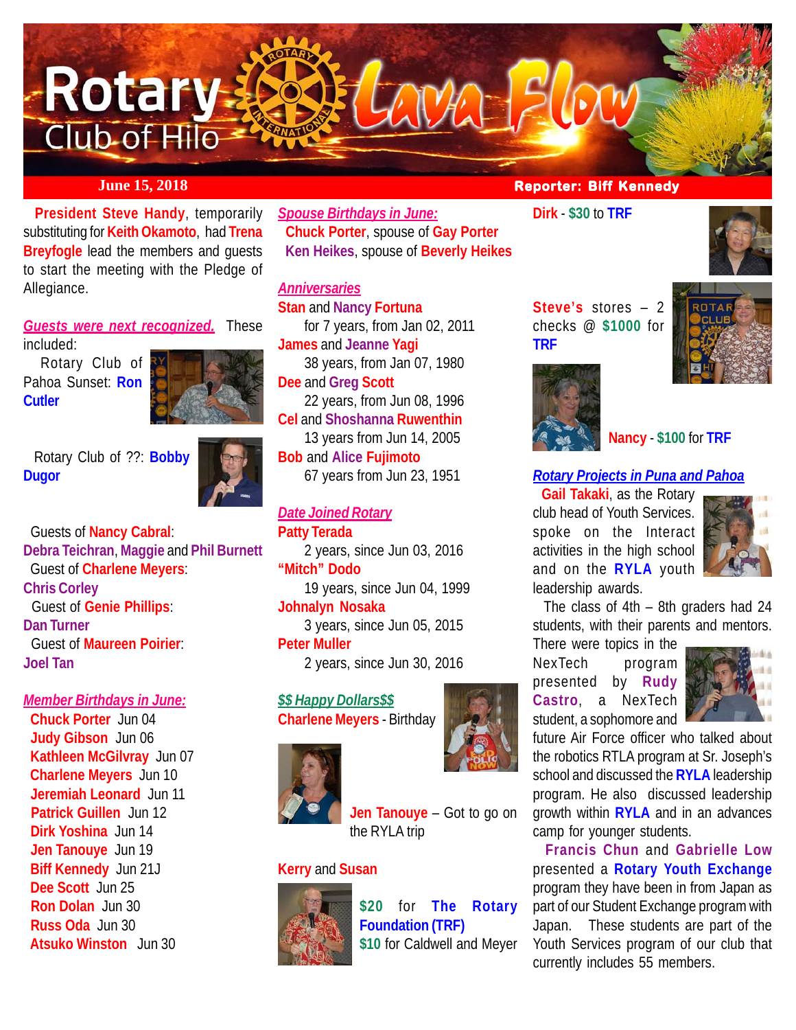# Rotary Club of Hilo — Lava Flow

**June 15, 2018** — **Reporter: Biff Kennedy**

**President Steve Handy**, temporarily substituting for **Keith Okamoto**, had **Trena Breyfogle** lead the members and guests to start the meeting with the Pledge of Allegiance.

***Guests were next recognized.*** These included:

Rotary Club of Pahoa Sunset: **Ron Cutler**

Rotary Club of ??: **Bobby Dugor**

Guests of **Nancy Cabral**:
**Debra Teichran**, **Maggie** and **Phil Burnett**

Guest of **Charlene Meyers**:
**Chris Corley**

Guest of **Genie Phillips**:
**Dan Turner**

Guest of **Maureen Poirier**:
**Joel Tan**

***Member Birthdays in June:***

- **Chuck Porter** Jun 04
- **Judy Gibson** Jun 06
- **Kathleen McGilvray** Jun 07
- **Charlene Meyers** Jun 10
- **Jeremiah Leonard** Jun 11
- **Patrick Guillen** Jun 12
- **Dirk Yoshina** Jun 14
- **Jen Tanouye** Jun 19
- **Biff Kennedy** Jun 21J
- **Dee Scott** Jun 25
- **Ron Dolan** Jun 30
- **Russ Oda** Jun 30
- **Atsuko Winston** Jun 30

***Spouse Birthdays in June:***

**Chuck Porter**, spouse of **Gay Porter**
**Ken Heikes**, spouse of **Beverly Heikes**

***Anniversaries***

**Stan** and **Nancy Fortuna**
for 7 years, from Jan 02, 2011
**James** and **Jeanne Yagi**
38 years, from Jan 07, 1980
**Dee** and **Greg Scott**
22 years, from Jun 08, 1996
**Cel** and **Shoshanna Ruwenthin**
13 years from Jun 14, 2005
**Bob** and **Alice Fujimoto**
67 years from Jun 23, 1951

***Date Joined Rotary***

**Patty Terada**
2 years, since Jun 03, 2016
**"Mitch" Dodo**
19 years, since Jun 04, 1999
**Johnalyn Nosaka**
3 years, since Jun 05, 2015
**Peter Muller**
2 years, since Jun 30, 2016

***$$ Happy Dollars$$***

**Charlene Meyers** - Birthday

**Jen Tanouye** – Got to go on the RYLA trip

**Kerry** and **Susan**
**$20** for **The Rotary Foundation (TRF)**
**$10** for Caldwell and Meyer

**Dirk** - **$30** to **TRF**

**Steve's** stores – 2 checks @ **$1000** for **TRF**

**Nancy** - **$100** for **TRF**

***Rotary Projects in Puna and Pahoa***

**Gail Takaki**, as the Rotary club head of Youth Services. spoke on the Interact activities in the high school and on the **RYLA** youth leadership awards.

The class of 4th – 8th graders had 24 students, with their parents and mentors. There were topics in the NexTech program presented by **Rudy Castro**, a NexTech student, a sophomore and future Air Force officer who talked about the robotics RTLA program at Sr. Joseph's school and discussed the **RYLA** leadership program. He also discussed leadership growth within **RYLA** and in an advances camp for younger students.

**Francis Chun** and **Gabrielle Low** presented a **Rotary Youth Exchange** program they have been in from Japan as part of our Student Exchange program with Japan. These students are part of the Youth Services program of our club that currently includes 55 members.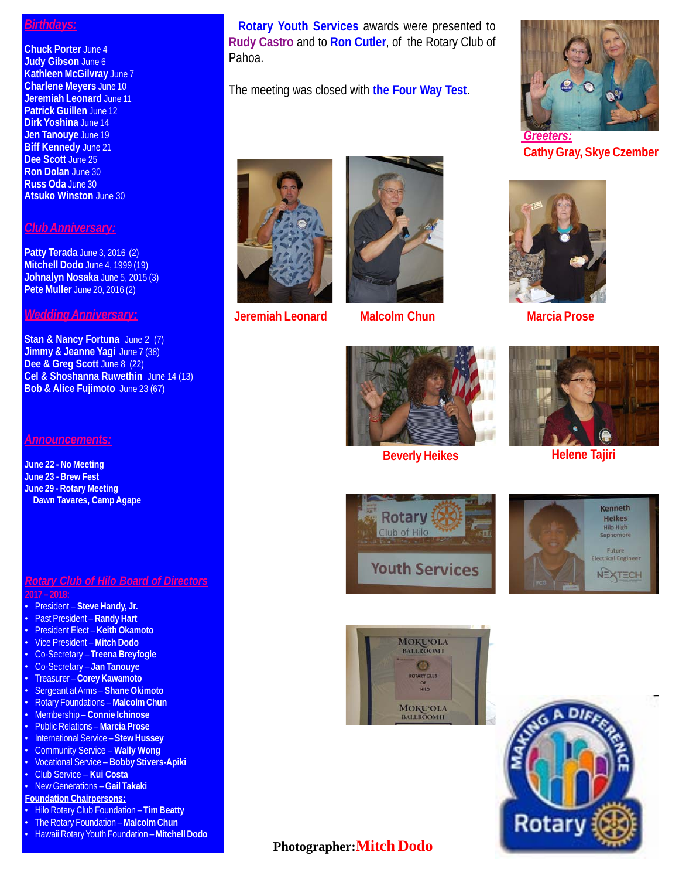## Birthdays:

**Chuck Porter** June 4
**Judy Gibson** June 6
**Kathleen McGilvray** June 7
**Charlene Meyers** June 10
**Jeremiah Leonard** June 11
**Patrick Guillen** June 12
**Dirk Yoshina** June 14
**Jen Tanouye** June 19
**Biff Kennedy** June 21
**Dee Scott** June 25
**Ron Dolan** June 30
**Russ Oda** June 30
**Atsuko Winston** June 30

## Club Anniversary:

**Patty Terada** June 3, 2016 (2)
**Mitchell Dodo** June 4, 1999 (19)
**Johnalyn Nosaka** June 5, 2015 (3)
**Pete Muller** June 20, 2016 (2)

## Wedding Anniversary:

**Stan & Nancy Fortuna** June 2 (7)
**Jimmy & Jeanne Yagi** June 7 (38)
**Dee & Greg Scott** June 8 (22)
**Cel & Shoshanna Ruwethin** June 14 (13)
**Bob & Alice Fujimoto** June 23 (67)

## Announcements:

**June 22 - No Meeting**
**June 23 - Brew Fest**
**June 29 - Rotary Meeting**
**Dawn Tavares, Camp Agape**

## Rotary Club of Hilo Board of Directors

**2017 – 2018:**

- President – **Steve Handy, Jr.**
- Past President – **Randy Hart**
- President Elect – **Keith Okamoto**
- Vice President – **Mitch Dodo**
- Co-Secretary – **Treena Breyfogle**
- Co-Secretary – **Jan Tanouye**
- Treasurer – **Corey Kawamoto**
- Sergeant at Arms – **Shane Okimoto**
- Rotary Foundations – **Malcolm Chun**
- Membership – **Connie Ichinose**
- Public Relations – **Marcia Prose**
- International Service – **Stew Hussey**
- Community Service – **Wally Wong**
- Vocational Service – **Bobby Stivers-Apiki**
- Club Service – **Kui Costa**
- New Generations – **Gail Takaki**

**Foundation Chairpersons:**

- Hilo Rotary Club Foundation – **Tim Beatty**
- The Rotary Foundation – **Malcolm Chun**
- Hawaii Rotary Youth Foundation – **Mitchell Dodo**

**Rotary Youth Services** awards were presented to **Rudy Castro** and to **Ron Cutler**, of the Rotary Club of Pahoa.

The meeting was closed with **the Four Way Test**.

**Greeters:**
**Cathy Gray, Skye Czember**

**Jeremiah Leonard**

**Malcolm Chun**

**Marcia Prose**

**Beverly Heikes**

**Helene Tajiri**

**Photographer: Mitch Dodo**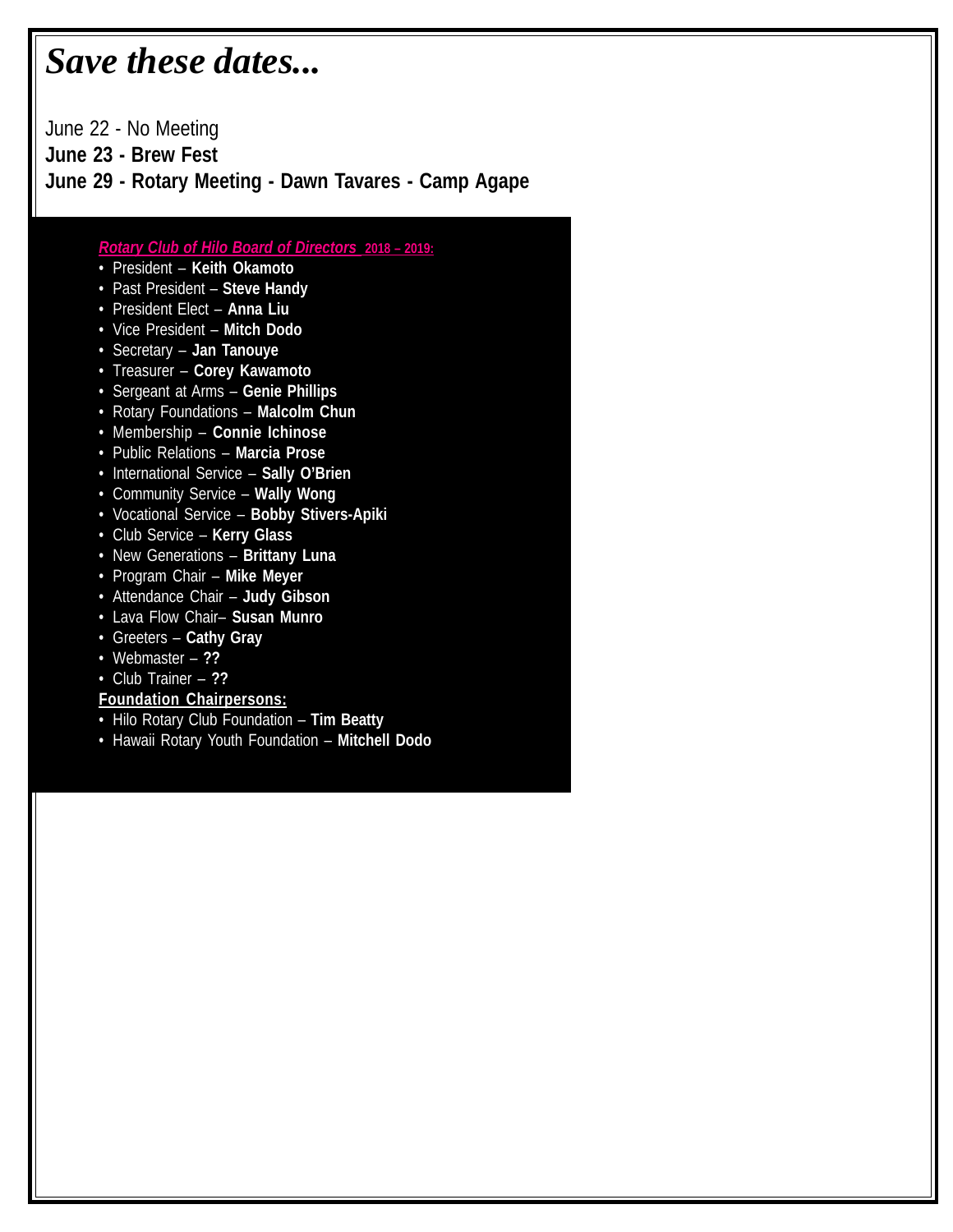# *Save these dates...*

June 22 - No Meeting
**June 23 - Brew Fest**
**June 29 - Rotary Meeting - Dawn Tavares - Camp Agape**

***Rotary Club of Hilo Board of Directors*** **2018 – 2019:**

- President – **Keith Okamoto**
- Past President – **Steve Handy**
- President Elect – **Anna Liu**
- Vice President – **Mitch Dodo**
- Secretary – **Jan Tanouye**
- Treasurer – **Corey Kawamoto**
- Sergeant at Arms – **Genie Phillips**
- Rotary Foundations – **Malcolm Chun**
- Membership – **Connie Ichinose**
- Public Relations – **Marcia Prose**
- International Service – **Sally O'Brien**
- Community Service – **Wally Wong**
- Vocational Service – **Bobby Stivers-Apiki**
- Club Service – **Kerry Glass**
- New Generations – **Brittany Luna**
- Program Chair – **Mike Meyer**
- Attendance Chair – **Judy Gibson**
- Lava Flow Chair– **Susan Munro**
- Greeters – **Cathy Gray**
- Webmaster – **??**
- Club Trainer – **??**

**Foundation Chairpersons:**

- Hilo Rotary Club Foundation – **Tim Beatty**
- Hawaii Rotary Youth Foundation – **Mitchell Dodo**